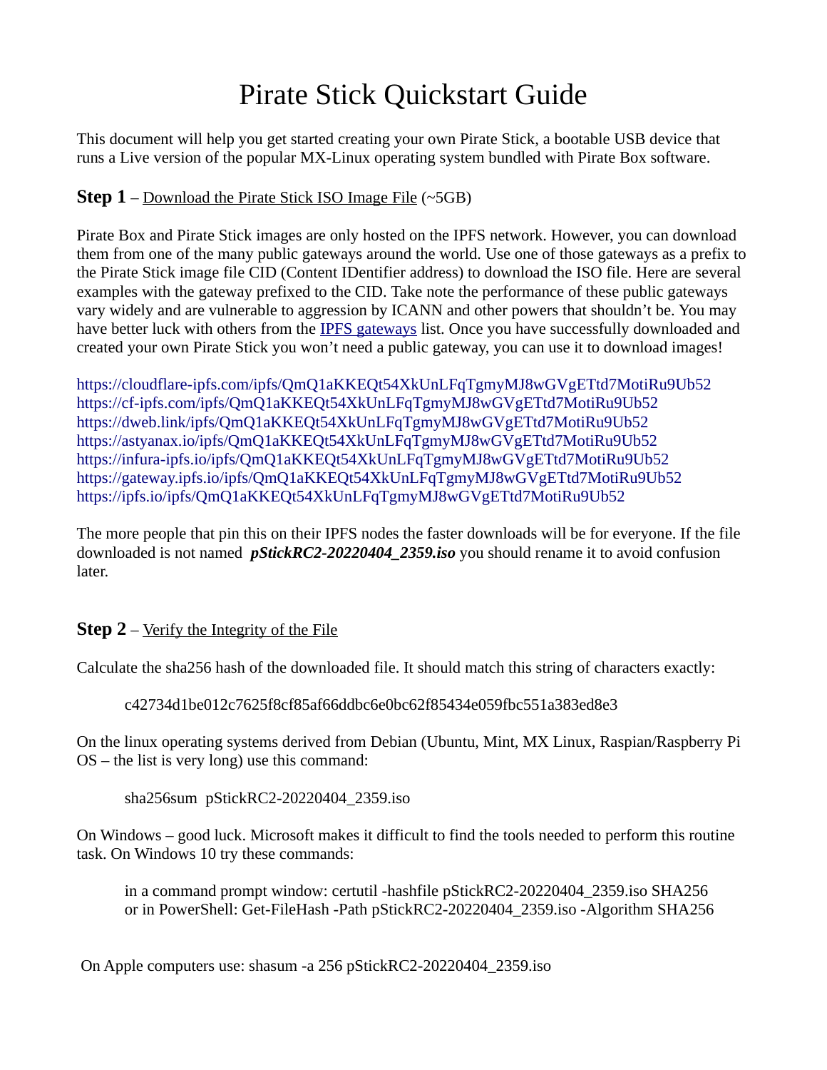# Pirate Stick Quickstart Guide

This document will help you get started creating your own Pirate Stick, a bootable USB device that runs a Live version of the popular MX-Linux operating system bundled with Pirate Box software.

**Step 1** – Download the Pirate Stick ISO Image File (~5GB)

Pirate Box and Pirate Stick images are only hosted on the IPFS network. However, you can download them from one of the many public gateways around the world. Use one of those gateways as a prefix to the Pirate Stick image file CID (Content IDentifier address) to download the ISO file. Here are several examples with the gateway prefixed to the CID. Take note the performance of these public gateways vary widely and are vulnerable to aggression by ICANN and other powers that shouldn't be. You may have better luck with others from the IPFS gateways list. Once you have successfully downloaded and created your own Pirate Stick you won't need a public gateway, you can use it to download images!

https://cloudflare-ipfs.com/ipfs/QmQ1aKKEQt54XkUnLFqTgmyMJ8wGVgETtd7MotiRu9Ub52
https://cf-ipfs.com/ipfs/QmQ1aKKEQt54XkUnLFqTgmyMJ8wGVgETtd7MotiRu9Ub52
https://dweb.link/ipfs/QmQ1aKKEQt54XkUnLFqTgmyMJ8wGVgETtd7MotiRu9Ub52
https://astyanax.io/ipfs/QmQ1aKKEQt54XkUnLFqTgmyMJ8wGVgETtd7MotiRu9Ub52
https://infura-ipfs.io/ipfs/QmQ1aKKEQt54XkUnLFqTgmyMJ8wGVgETtd7MotiRu9Ub52
https://gateway.ipfs.io/ipfs/QmQ1aKKEQt54XkUnLFqTgmyMJ8wGVgETtd7MotiRu9Ub52
https://ipfs.io/ipfs/QmQ1aKKEQt54XkUnLFqTgmyMJ8wGVgETtd7MotiRu9Ub52

The more people that pin this on their IPFS nodes the faster downloads will be for everyone. If the file downloaded is not named ***pStickRC2-20220404_2359.iso*** you should rename it to avoid confusion later.

**Step 2** – Verify the Integrity of the File

Calculate the sha256 hash of the downloaded file. It should match this string of characters exactly:

```
c42734d1be012c7625f8cf85af66ddbc6e0bc62f85434e059fbc551a383ed8e3
```

On the linux operating systems derived from Debian (Ubuntu, Mint, MX Linux, Raspian/Raspberry Pi OS – the list is very long) use this command:

```
sha256sum  pStickRC2-20220404_2359.iso
```

On Windows – good luck. Microsoft makes it difficult to find the tools needed to perform this routine task. On Windows 10 try these commands:

```
in a command prompt window: certutil -hashfile pStickRC2-20220404_2359.iso SHA256
or in PowerShell: Get-FileHash -Path pStickRC2-20220404_2359.iso -Algorithm SHA256
```

On Apple computers use: shasum -a 256 pStickRC2-20220404_2359.iso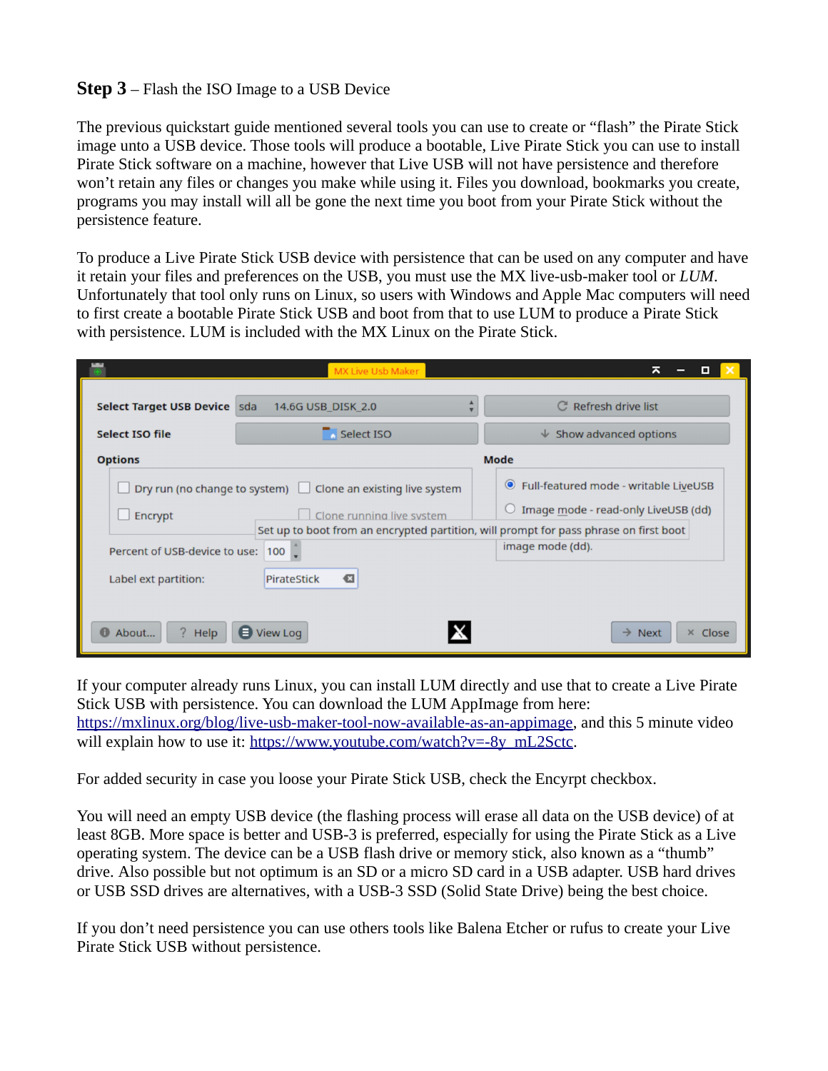**Step 3** – Flash the ISO Image to a USB Device

The previous quickstart guide mentioned several tools you can use to create or “flash” the Pirate Stick image unto a USB device. Those tools will produce a bootable, Live Pirate Stick you can use to install Pirate Stick software on a machine, however that Live USB will not have persistence and therefore won’t retain any files or changes you make while using it. Files you download, bookmarks you create, programs you may install will all be gone the next time you boot from your Pirate Stick without the persistence feature.

To produce a Live Pirate Stick USB device with persistence that can be used on any computer and have it retain your files and preferences on the USB, you must use the MX live-usb-maker tool or *LUM*. Unfortunately that tool only runs on Linux, so users with Windows and Apple Mac computers will need to first create a bootable Pirate Stick USB and boot from that to use LUM to produce a Pirate Stick with persistence. LUM is included with the MX Linux on the Pirate Stick.

If your computer already runs Linux, you can install LUM directly and use that to create a Live Pirate Stick USB with persistence. You can download the LUM AppImage from here: https://mxlinux.org/blog/live-usb-maker-tool-now-available-as-an-appimage, and this 5 minute video will explain how to use it: https://www.youtube.com/watch?v=-8y_mL2Sctc.

For added security in case you loose your Pirate Stick USB, check the Encyrpt checkbox.

You will need an empty USB device (the flashing process will erase all data on the USB device) of at least 8GB. More space is better and USB-3 is preferred, especially for using the Pirate Stick as a Live operating system. The device can be a USB flash drive or memory stick, also known as a “thumb” drive. Also possible but not optimum is an SD or a micro SD card in a USB adapter. USB hard drives or USB SSD drives are alternatives, with a USB-3 SSD (Solid State Drive) being the best choice.

If you don’t need persistence you can use others tools like Balena Etcher or rufus to create your Live Pirate Stick USB without persistence.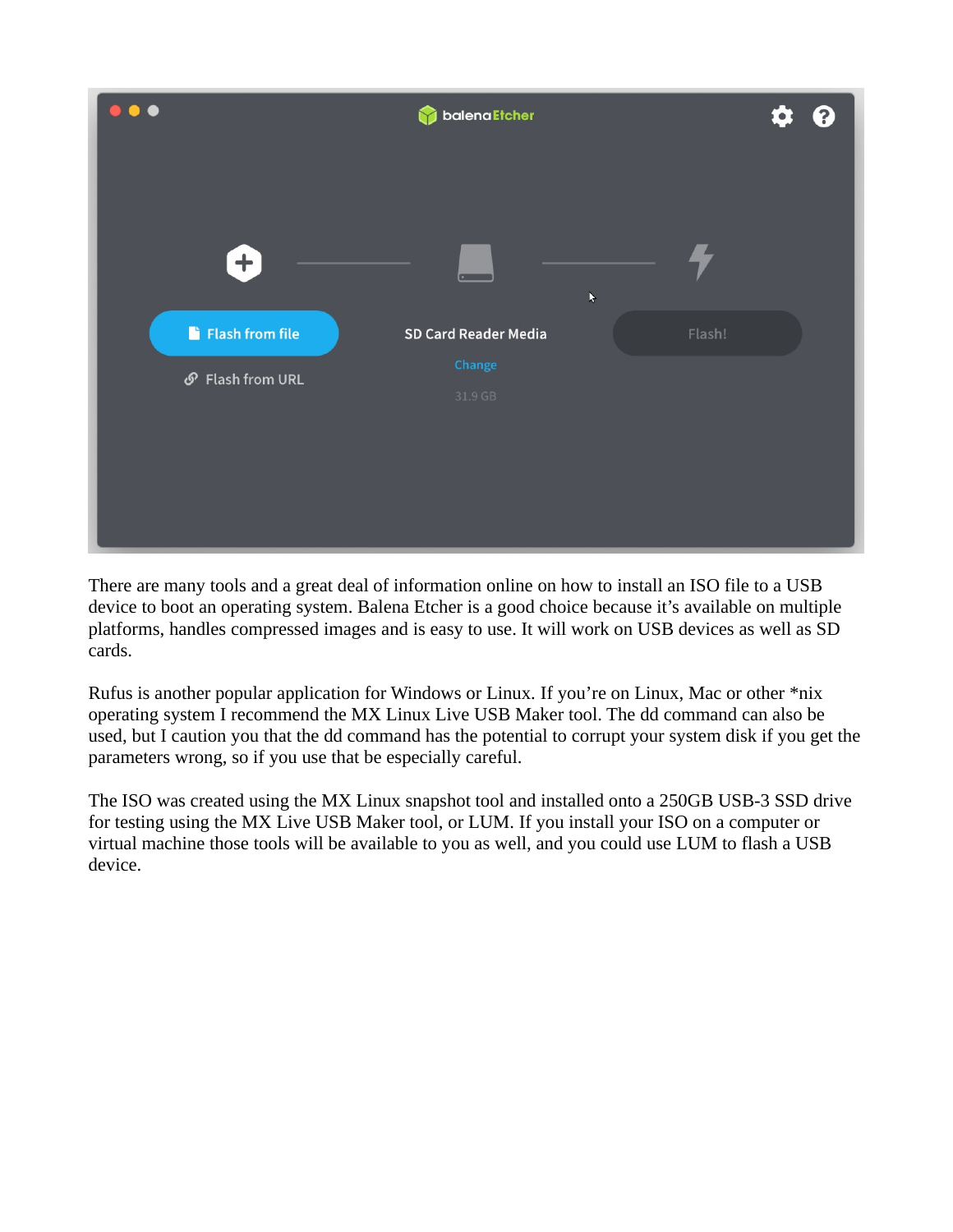There are many tools and a great deal of information online on how to install an ISO file to a USB device to boot an operating system. Balena Etcher is a good choice because it's available on multiple platforms, handles compressed images and is easy to use. It will work on USB devices as well as SD cards.

Rufus is another popular application for Windows or Linux. If you're on Linux, Mac or other *nix operating system I recommend the MX Linux Live USB Maker tool. The dd command can also be used, but I caution you that the dd command has the potential to corrupt your system disk if you get the parameters wrong, so if you use that be especially careful.

The ISO was created using the MX Linux snapshot tool and installed onto a 250GB USB-3 SSD drive for testing using the MX Live USB Maker tool, or LUM. If you install your ISO on a computer or virtual machine those tools will be available to you as well, and you could use LUM to flash a USB device.